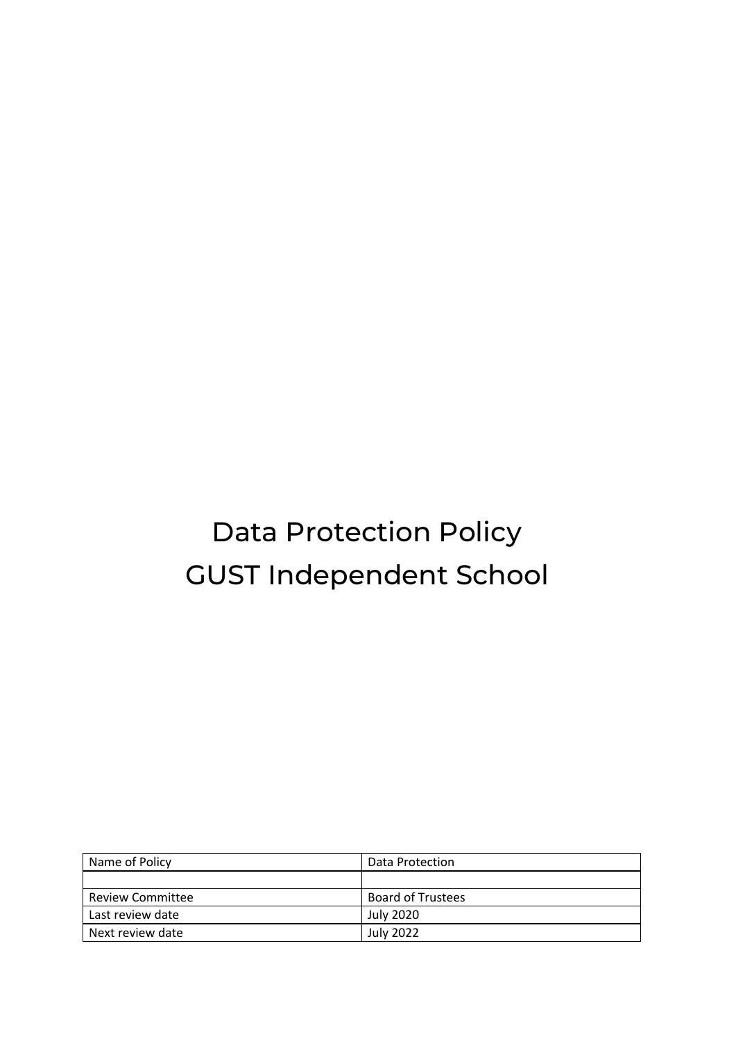# Data Protection Policy
# GUST Independent School

| Name of Policy | Data Protection |
| --- | --- |
| | |
| Review Committee | Board of Trustees |
| Last review date | July 2020 |
| Next review date | July 2022 |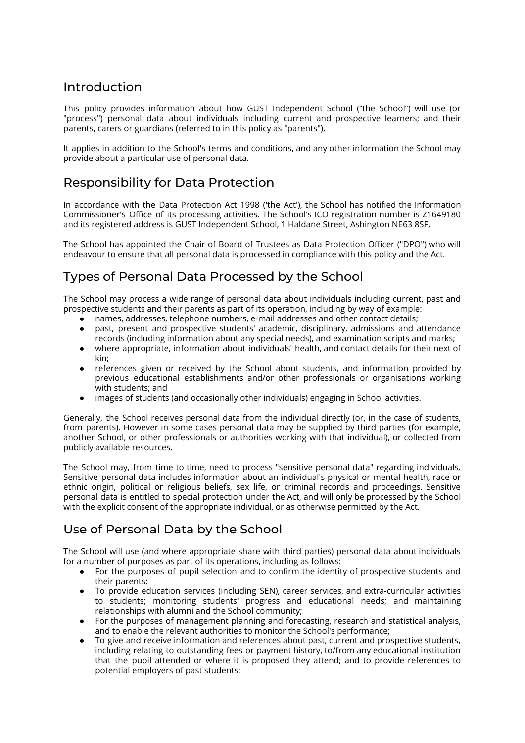## Introduction

This policy provides information about how GUST Independent School ("the School") will use (or "process") personal data about individuals including current and prospective learners; and their parents, carers or guardians (referred to in this policy as "parents").

It applies in addition to the School's terms and conditions, and any other information the School may provide about a particular use of personal data.

## Responsibility for Data Protection

In accordance with the Data Protection Act 1998 ('the Act'), the School has notified the Information Commissioner's Office of its processing activities. The School's ICO registration number is Z1649180 and its registered address is GUST Independent School, 1 Haldane Street, Ashington NE63 8SF.

The School has appointed the Chair of Board of Trustees as Data Protection Officer ("DPO") who will endeavour to ensure that all personal data is processed in compliance with this policy and the Act.

## Types of Personal Data Processed by the School

The School may process a wide range of personal data about individuals including current, past and prospective students and their parents as part of its operation, including by way of example:

- names, addresses, telephone numbers, e-mail addresses and other contact details;
- past, present and prospective students' academic, disciplinary, admissions and attendance records (including information about any special needs), and examination scripts and marks;
- where appropriate, information about individuals' health, and contact details for their next of kin;
- references given or received by the School about students, and information provided by previous educational establishments and/or other professionals or organisations working with students; and
- images of students (and occasionally other individuals) engaging in School activities.

Generally, the School receives personal data from the individual directly (or, in the case of students, from parents). However in some cases personal data may be supplied by third parties (for example, another School, or other professionals or authorities working with that individual), or collected from publicly available resources.

The School may, from time to time, need to process "sensitive personal data" regarding individuals. Sensitive personal data includes information about an individual's physical or mental health, race or ethnic origin, political or religious beliefs, sex life, or criminal records and proceedings. Sensitive personal data is entitled to special protection under the Act, and will only be processed by the School with the explicit consent of the appropriate individual, or as otherwise permitted by the Act.

## Use of Personal Data by the School

The School will use (and where appropriate share with third parties) personal data about individuals for a number of purposes as part of its operations, including as follows:

- For the purposes of pupil selection and to confirm the identity of prospective students and their parents;
- To provide education services (including SEN), career services, and extra-curricular activities to students; monitoring students' progress and educational needs; and maintaining relationships with alumni and the School community;
- For the purposes of management planning and forecasting, research and statistical analysis, and to enable the relevant authorities to monitor the School's performance;
- To give and receive information and references about past, current and prospective students, including relating to outstanding fees or payment history, to/from any educational institution that the pupil attended or where it is proposed they attend; and to provide references to potential employers of past students;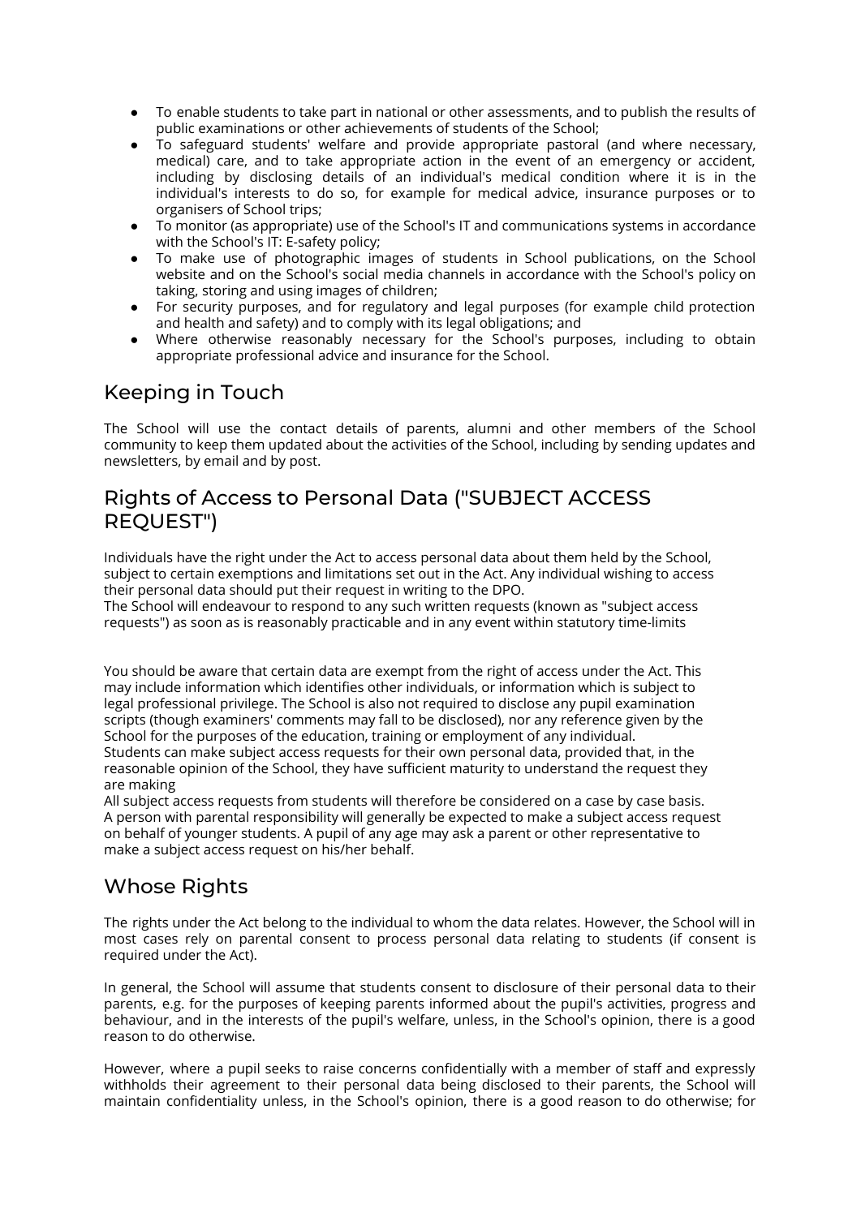- To enable students to take part in national or other assessments, and to publish the results of public examinations or other achievements of students of the School;
- To safeguard students' welfare and provide appropriate pastoral (and where necessary, medical) care, and to take appropriate action in the event of an emergency or accident, including by disclosing details of an individual's medical condition where it is in the individual's interests to do so, for example for medical advice, insurance purposes or to organisers of School trips;
- To monitor (as appropriate) use of the School's IT and communications systems in accordance with the School's IT: E-safety policy;
- To make use of photographic images of students in School publications, on the School website and on the School's social media channels in accordance with the School's policy on taking, storing and using images of children;
- For security purposes, and for regulatory and legal purposes (for example child protection and health and safety) and to comply with its legal obligations; and
- Where otherwise reasonably necessary for the School's purposes, including to obtain appropriate professional advice and insurance for the School.

## Keeping in Touch

The School will use the contact details of parents, alumni and other members of the School community to keep them updated about the activities of the School, including by sending updates and newsletters, by email and by post.

## Rights of Access to Personal Data ("SUBJECT ACCESS REQUEST")

Individuals have the right under the Act to access personal data about them held by the School, subject to certain exemptions and limitations set out in the Act. Any individual wishing to access their personal data should put their request in writing to the DPO.
The School will endeavour to respond to any such written requests (known as "subject access requests") as soon as is reasonably practicable and in any event within statutory time-limits

You should be aware that certain data are exempt from the right of access under the Act. This may include information which identifies other individuals, or information which is subject to legal professional privilege. The School is also not required to disclose any pupil examination scripts (though examiners' comments may fall to be disclosed), nor any reference given by the School for the purposes of the education, training or employment of any individual.
Students can make subject access requests for their own personal data, provided that, in the reasonable opinion of the School, they have sufficient maturity to understand the request they are making
All subject access requests from students will therefore be considered on a case by case basis.
A person with parental responsibility will generally be expected to make a subject access request on behalf of younger students. A pupil of any age may ask a parent or other representative to make a subject access request on his/her behalf.

## Whose Rights

The rights under the Act belong to the individual to whom the data relates. However, the School will in most cases rely on parental consent to process personal data relating to students (if consent is required under the Act).

In general, the School will assume that students consent to disclosure of their personal data to their parents, e.g. for the purposes of keeping parents informed about the pupil's activities, progress and behaviour, and in the interests of the pupil's welfare, unless, in the School's opinion, there is a good reason to do otherwise.

However, where a pupil seeks to raise concerns confidentially with a member of staff and expressly withholds their agreement to their personal data being disclosed to their parents, the School will maintain confidentiality unless, in the School's opinion, there is a good reason to do otherwise; for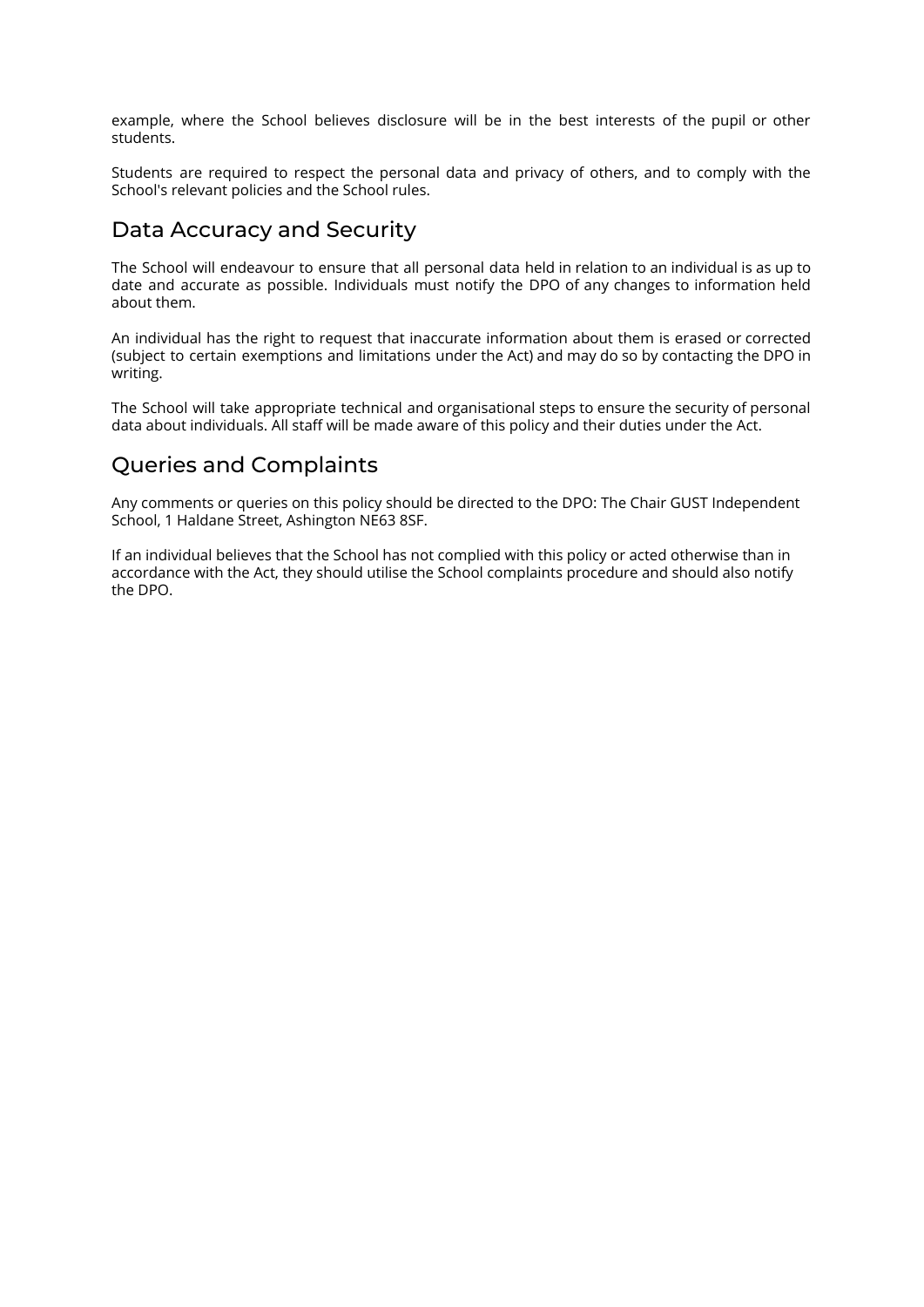example, where the School believes disclosure will be in the best interests of the pupil or other students.

Students are required to respect the personal data and privacy of others, and to comply with the School's relevant policies and the School rules.

## Data Accuracy and Security

The School will endeavour to ensure that all personal data held in relation to an individual is as up to date and accurate as possible. Individuals must notify the DPO of any changes to information held about them.

An individual has the right to request that inaccurate information about them is erased or corrected (subject to certain exemptions and limitations under the Act) and may do so by contacting the DPO in writing.

The School will take appropriate technical and organisational steps to ensure the security of personal data about individuals. All staff will be made aware of this policy and their duties under the Act.

## Queries and Complaints

Any comments or queries on this policy should be directed to the DPO: The Chair GUST Independent School, 1 Haldane Street, Ashington NE63 8SF.

If an individual believes that the School has not complied with this policy or acted otherwise than in accordance with the Act, they should utilise the School complaints procedure and should also notify the DPO.